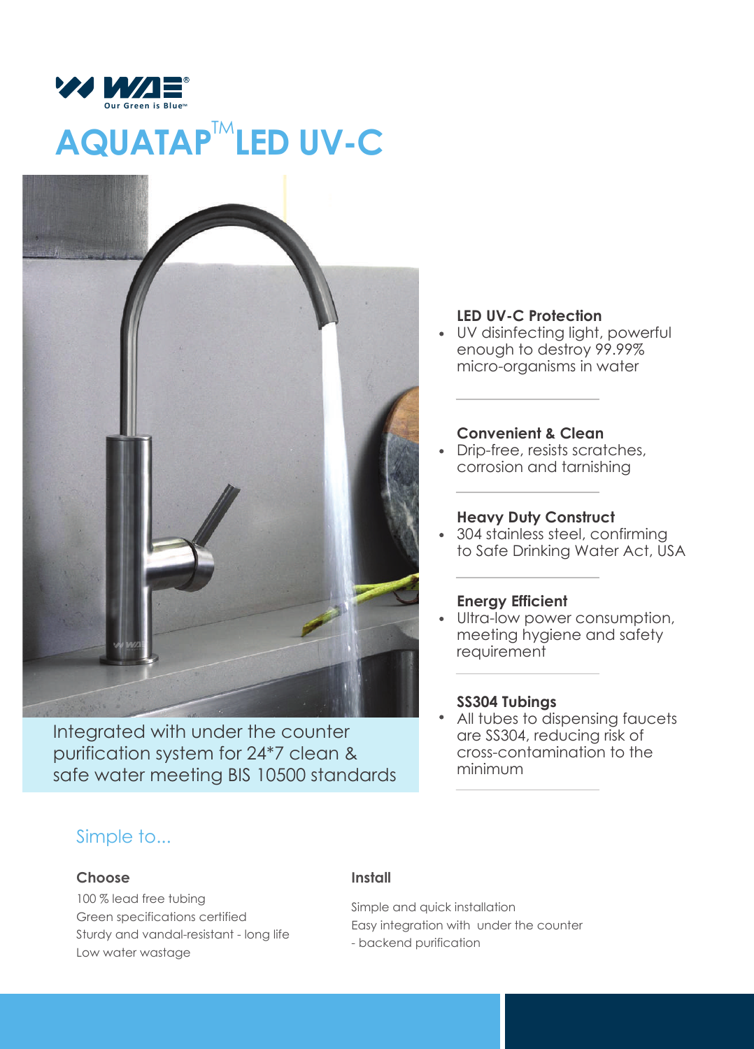WAE

Our Green is Blue™

# AQUATAP™ LED UV-C

Integrated with under the counter purification system for 24*7 clean & safe water meeting BIS 10500 standards

**LED UV-C Protection**

- UV disinfecting light, powerful enough to destroy 99.99% micro-organisms in water

**Convenient & Clean**

- Drip-free, resists scratches, corrosion and tarnishing

**Heavy Duty Construct**

- 304 stainless steel, confirming to Safe Drinking Water Act, USA

**Energy Efficient**

- Ultra-low power consumption, meeting hygiene and safety requirement

**SS304 Tubings**

- All tubes to dispensing faucets are SS304, reducing risk of cross-contamination to the minimum

## Simple to...

### Choose

100 % lead free tubing
Green specifications certified
Sturdy and vandal-resistant - long life
Low water wastage

### Install

Simple and quick installation
Easy integration with under the counter - backend purification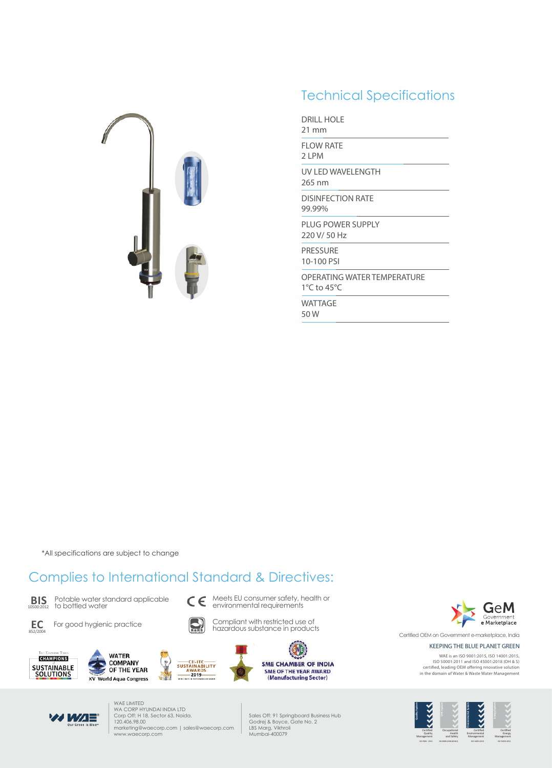## Technical Specifications

DRILL HOLE
21 mm

FLOW RATE
2 LPM

UV LED WAVELENGTH
265 nm

DISINFECTION RATE
99.99%

PLUG POWER SUPPLY
220 V/ 50 Hz

PRESSURE
10-100 PSI

OPERATING WATER TEMPERATURE
1°C to 45°C

WATTAGE
50 W

*All specifications are subject to change

## Complies to International Standard & Directives:

**BIS** 10500:2012 — Potable water standard applicable to bottled water

**EC** 852/2004 — For good hygienic practice

**CE** — Meets EU consumer safety, health or environmental requirements

**RoHS** — Compliant with restricted use of hazardous substance in products

The Economic Times CHAMPIONS of SUSTAINABLE SOLUTIONS

WATER COMPANY OF THE YEAR — XV World Aqua Congress

CII-ITC SUSTAINABILITY AWARDS 2019

SME CHAMBER OF INDIA — SME OF THE YEAR AWARD (Manufacturing Sector)

GeM Government e Marketplace

Certified OEM on Government e-marketplace, India

KEEPING THE BLUE PLANET GREEN

WAE is an ISO 9001:2015, ISO 14001:2015, ISO 50001:2011 and ISO 45001:2018 (OH & S) certified, leading OEM offering nnovative solution in the domain of Water & Waste Water Management

WAE — Our Green is Blue

WAE LIMITED
WA CORP HYUNDAI INDIA LTD
Corp Off: H 18, Sector 63, Noida.
120.406.98.00
marketing@waecorp.com | sales@waecorp.com
www.waecorp.com

Sales Off: 91 Springboard Business Hub
Godrej & Boyce, Gate No. 2
LBS Marg, Vikhroli
Mumbai-400079

Certified Quality Management — ISO 9001:2015
Occupational Health and Safety — ISO 45001:2018 (OH&S)
Certified Environmental Management — ISO 14001:2015
Certified Energy Management — ISO 50001:2011